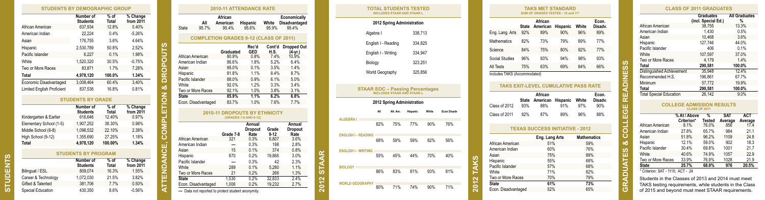# STUDENTS

## STUDENTS BY DEMOGRAPHIC GROUP

| | Number of Students | % of Total | % Change from 2011 |
|---|---|---|---|
| African American | 637,934 | 12.8% | 0.40% |
| American Indian | 22,224 | 0.4% | -5.26% |
| Asian | 176,755 | 3.6% | 4.64% |
| Hispanic | 2,530,789 | 50.8% | 2.52% |
| Pacific Islander | 6,227 | 0.1% | 1.98% |
| White | 1,520,320 | 30.5% | -0.75% |
| Two or More Races | 83,871 | 1.7% | 7.28% |
| **Total** | **4,978,120** | **100.0%** | **1.34%** |
| Economic Disadvantaged | 3,008,464 | 60.4% | 3.40% |
| Limited English Proficient | 837,536 | 16.8% | 0.81% |

## STUDENTS BY GRADE

| | Number of Students | % of Total | % Change from 2011 |
|---|---|---|---|
| Kindergarten & Earlier | 616,646 | 12.40% | 0.97% |
| Elementary School (1-5) | 1,907,252 | 38.30% | 0.98% |
| Middle School (6-8) | 1,098,532 | 22.10% | 2.38% |
| High School (9-12) | 1,355,690 | 27.25% | 1.18% |
| **Total** | **4,978,120** | **100.00%** | **1.34%** |

## STUDENTS BY PROGRAM

| | Number of Students | % of Total | % Change from 2011 |
|---|---|---|---|
| Bilingual / ESL | 809,074 | 16.3% | 1.55% |
| Career & Technology | 1,072,030 | 21.5% | 3.82% |
| Gifted & Talented | 381,706 | 7.7% | 0.50% |
| Special Education | 430,350 | 8.6% | -0.56% |

# ATTENDANCE, COMPLETION & DROPOUTS

## 2010-11 ATTENDANCE RATE

| | All | African American | Hispanic | White | Economically Disadvantaged |
|---|---|---|---|---|---|
| State | 95.7% | 95.4% | 95.6% | 95.9% | 95.4% |

## COMPLETION GRADES 9-12 (CLASS OF 2011)

| | Graduated | Rec'd GED | Cont'd H.S. | Dropped Out (4-yr.) |
|---|---|---|---|---|
| African American | 80.9% | 0.8% | 7.4% | 10.9% |
| American Indian | 86.6% | 1.8% | 5.2% | 6.4% |
| Asian | 95.0% | 0.1% | 3.5% | 1.4% |
| Hispanic | 81.8% | 1.1% | 8.4% | 8.7% |
| Pacific Islander | 88.0% | 0.9% | 6.1% | 5.0% |
| White | 92.0% | 1.2% | 3.3% | 3.4% |
| Two or More Races | 92.1% | 1.0% | 3.8% | 3.1% |
| **State** | **85.9%** | **1.1%** | **6.2%** | **6.8%** |
| Econ. Disadvantaged | 83.7% | 1.0% | 7.6% | 7.7% |

## 2010-11 DROPOUTS BY ETHNICITY (GRADES 7-8 AND 9-12)

| | Grade 7-8 | Annual Dropout Rate | Grade 9-12 | Annual Dropout Rate |
|---|---|---|---|---|
| African American | 321 | 0.3% | 6,807 | 3.6% |
| American Indian | — | 0.3% | 198 | 2.8% |
| Asian | 15 | 0.1% | 374 | 0.8% |
| Hispanic | 870 | 0.2% | 19,866 | 3.0% |
| Pacific Islander | — | 0.3% | 42 | 2.3% |
| White | 289 | 0.1% | 5,280 | 1.1% |
| Two or More Races | 21 | 0.2% | 266 | 1.3% |
| **State** | **1,530** | **0.2%** | **32,833** | **2.4%** |
| Econ. Disadvantaged | 1,006 | 0.2% | 19,232 | 2.7% |

— Data not reported to protect student anonymity.

# 2012 STAAR

## TOTAL STUDENTS TESTED (INCLUDES STAAR AND STAAR L)

**2012 Spring Administration**

| | |
|---|---|
| Algebra I | 338,713 |
| English I - Reading | 334,825 |
| English I - Writing | 334,947 |
| Biology | 323,251 |
| World Geography | 325,856 |

## STAAR EOC – Passing Percentages (INCLUDES STAAR AND STAAR L)

**2012 Spring Administration**

| | All | Afr. Am. | Hispanic | White | Econ Disadv |
|---|---|---|---|---|---|
| ALGEBRA I | 82% | 75% | 77% | 90% | 76% |
| ENGLISH I - READING | 68% | 59% | 59% | 82% | 56% |
| ENGLISH I - WRITING | 55% | 45% | 44% | 70% | 40% |
| BIOLOGY | 86% | 83% | 81% | 93% | 81% |
| WORLD GEOGRAPHY | 80% | 71% | 74% | 90% | 71% |

# 2012 TAKS

## TAKS MET STANDARD (SUM OF GRADES TESTED - 10 and 11*)

| | State | African American | Hispanic | White | Econ. Disadv. |
|---|---|---|---|---|---|
| Eng. Lang. Arts | 92% | 89% | 90% | 96% | 89% |
| Mathematics | 82% | 73% | 79% | 89% | 77% |
| Science | 84% | 75% | 80% | 92% | 77% |
| Social Studies | 96% | 93% | 94% | 98% | 93% |
| All Tests | 75% | 63% | 69% | 84% | 66% |

Includes TAKS (Accommodated)

## TAKS EXIT-LEVEL CUMULATIVE PASS RATE

| | State | African American | Hispanic | White | Econ. Disadv. |
|---|---|---|---|---|---|
| Class of 2012 | 93% | 88% | 91% | 97% | 90% |
| Class of 2011 | 92% | 87% | 89% | 96% | 88% |

## TEXAS SUCCESS INITIATIVE - 2012

| | Eng. Lang Arts | Mathematics |
|---|---|---|
| African American | 51% | 59% |
| American Indian | 60% | 76% |
| Asian | 75% | 89% |
| Hispanic | 55% | 68% |
| Pacific Islander | 57% | 68% |
| White | 71% | 82% |
| Two or More Races | 70% | 79% |
| **State** | **61%** | **73%** |
| Econ. Disadvantaged | 52% | 65% |

# GRADUATES & COLLEGE READINESS

## CLASS OF 2011 GRADUATES

| | Graduates (incl. Special Ed.) | All Graduates % |
|---|---|---|
| African American | 38,755 | 13.3% |
| American Indian | 1,430 | 0.5% |
| Asian | 10,468 | 3.6% |
| Hispanic | 127,746 | 44.0% |
| Pacific Islander | 406 | 0.1% |
| White | 107,597 | 37.0% |
| Two or More Races | 4,179 | 1.4% |
| **Total** | **290,581** | **100.0%** |
| Distinguished Achievement | 35,948 | 12.4% |
| Recommended H.S. | 196,861 | 67.7% |
| Minimum | 57,772 | 19.9% |
| **Total** | **290,581** | **100.0%** |
| Total Special Education | 26,142 | 9.0% |

## COLLEGE ADMISSION RESULTS (CLASS OF 2011)

| | % At / Above Criterion* | % Tested | SAT Average | ACT Average |
|---|---|---|---|---|
| African American | 8.1% | 76.0% | 856 | 17.4 |
| American Indian | 27.8% | 65.7% | 984 | 21.1 |
| Asian | 51.8% | 96.2% | 1109 | 24.8 |
| Hispanic | 12.1% | 59.0% | 902 | 18.3 |
| Pacific Islander | 30.4% | 69.8% | 1001 | 21.7 |
| White | 40.6% | 74.9% | 1057 | 22.9 |
| Two or More Races | 33.9% | 76.9% | 1028 | 21.9 |
| **State** | **25.7%** | **68.9%** | **976** | **20.5%** |

* Criterion: SAT - 1110; ACT - 24

Students in the Classes of 2013 and 2014 must meet TAKS testing requirements, while students in the Class of 2015 and beyond must meet STAAR requirements.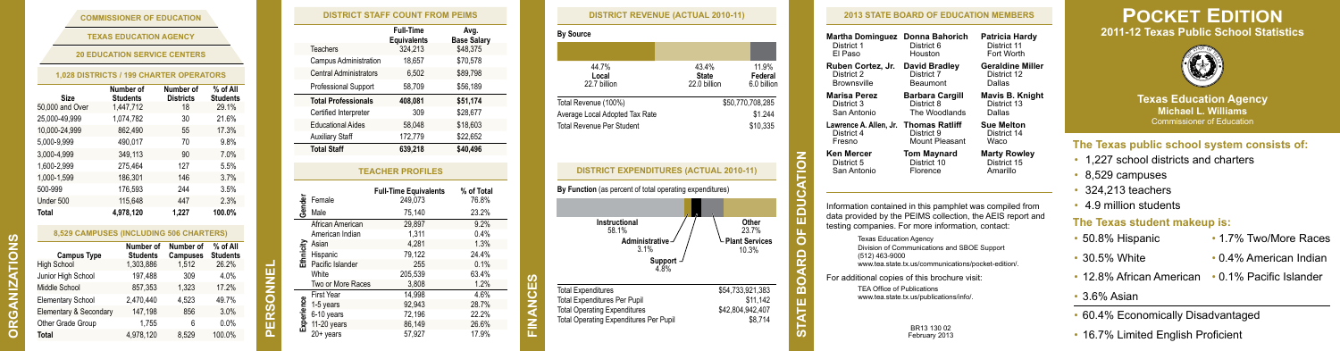# ORGANIZATIONS

**COMMISSIONER OF EDUCATION**

**TEXAS EDUCATION AGENCY**

**20 EDUCATION SERVICE CENTERS**

## 1,028 DISTRICTS / 199 CHARTER OPERATORS

| Size | Number of Students | Number of Districts | % of All Students |
|---|---|---|---|
| 50,000 and Over | 1,447,712 | 18 | 29.1% |
| 25,000-49,999 | 1,074,782 | 30 | 21.6% |
| 10,000-24,999 | 862,490 | 55 | 17.3% |
| 5,000-9,999 | 490,017 | 70 | 9.8% |
| 3,000-4,999 | 349,113 | 90 | 7.0% |
| 1,600-2,999 | 275,464 | 127 | 5.5% |
| 1,000-1,599 | 186,301 | 146 | 3.7% |
| 500-999 | 176,593 | 244 | 3.5% |
| Under 500 | 115,648 | 447 | 2.3% |
| **Total** | **4,978,120** | **1,227** | **100.0%** |

## 8,529 CAMPUSES (INCLUDING 506 CHARTERS)

| Campus Type | Number of Students | Number of Campuses | % of All Students |
|---|---|---|---|
| High School | 1,303,886 | 1,512 | 26.2% |
| Junior High School | 197,488 | 309 | 4.0% |
| Middle School | 857,353 | 1,323 | 17.2% |
| Elementary School | 2,470,440 | 4,523 | 49.7% |
| Elementary & Secondary | 147,198 | 856 | 3.0% |
| Other Grade Group | 1,755 | 6 | 0.0% |
| **Total** | **4,978,120** | **8,529** | **100.0%** |

# PERSONNEL

## DISTRICT STAFF COUNT FROM PEIMS

| | Full-Time Equivalents | Avg. Base Salary |
|---|---|---|
| Teachers | 324,213 | $48,375 |
| Campus Administration | 18,657 | $70,578 |
| Central Administrators | 6,502 | $89,798 |
| Professional Support | 58,709 | $56,189 |
| **Total Professionals** | **408,081** | **$51,174** |
| Certified Interpreter | 309 | $28,677 |
| Educational Aides | 58,048 | $18,603 |
| Auxiliary Staff | 172,779 | $22,652 |
| **Total Staff** | **639,218** | **$40,496** |

## TEACHER PROFILES

| | | Full-Time Equivalents | % of Total |
|---|---|---|---|
| Gender | Female | 249,073 | 76.8% |
| | Male | 75,140 | 23.2% |
| Ethnicity | African American | 29,897 | 9.2% |
| | American Indian | 1,311 | 0.4% |
| | Asian | 4,281 | 1.3% |
| | Hispanic | 79,122 | 24.4% |
| | Pacific Islander | 255 | 0.1% |
| | White | 205,539 | 63.4% |
| | Two or More Races | 3,808 | 1.2% |
| Experience | First Year | 14,998 | 4.6% |
| | 1-5 years | 92,943 | 28.7% |
| | 6-10 years | 72,196 | 22.2% |
| | 11-20 years | 86,149 | 26.6% |
| | 20+ years | 57,927 | 17.9% |

# FINANCES

## DISTRICT REVENUE (ACTUAL 2010-11)

**By Source**

44.7%
Local
22.7 billion

43.4%
State
22.0 billion

11.9%
Federal
6.0 billion

| | |
|---|---|
| Total Revenue (100%) | $50,770,708,285 |
| Average Local Adopted Tax Rate | $1.244 |
| Total Revenue Per Student | $10,335 |

## DISTRICT EXPENDITURES (ACTUAL 2010-11)

**By Function** (as percent of total operating expenditures)

Instructional 58.1%

Administrative 3.1%

Support 4.8%

Other 23.7%

Plant Services 10.3%

| | |
|---|---|
| Total Expenditures | $54,733,921,383 |
| Total Expenditures Per Pupil | $11,142 |
| Total Operating Expenditures | $42,804,942,407 |
| Total Operating Expenditures Per Pupil | $8,714 |

# STATE BOARD OF EDUCATION

## 2013 STATE BOARD OF EDUCATION MEMBERS

| | | |
|---|---|---|
| **Martha Dominguez** District 1 El Paso | **Donna Bahorich** District 6 Houston | **Patricia Hardy** District 11 Fort Worth |
| **Ruben Cortez, Jr.** District 2 Brownsville | **David Bradley** District 7 Beaumont | **Geraldine Miller** District 12 Dallas |
| **Marisa Perez** District 3 San Antonio | **Barbara Cargill** District 8 The Woodlands | **Mavis B. Knight** District 13 Dallas |
| **Lawrence A. Allen, Jr.** District 4 Fresno | **Thomas Ratliff** District 9 Mount Pleasant | **Sue Melton** District 14 Waco |
| **Ken Mercer** District 5 San Antonio | **Tom Maynard** District 10 Florence | **Marty Rowley** District 15 Amarillo |

Information contained in this pamphlet was compiled from data provided by the PEIMS collection, the AEIS report and testing companies. For more information, contact:

Texas Education Agency
Division of Communications and SBOE Support
(512) 463-9000
www.tea.state.tx.us/communications/pocket-edition/.

For additional copies of this brochure visit:

TEA Office of Publications
www.tea.state.tx.us/publications/info/.

BR13 130 02
February 2013

# POCKET EDITION

## 2011-12 Texas Public School Statistics

**Texas Education Agency**
**Michael L. Williams**
Commissioner of Education

### The Texas public school system consists of:

- 1,227 school districts and charters
- 8,529 campuses
- 324,213 teachers
- 4.9 million students

### The Texas student makeup is:

- 50.8% Hispanic
- 30.5% White
- 12.8% African American
- 3.6% Asian
- 1.7% Two/More Races
- 0.4% American Indian
- 0.1% Pacific Islander
- 60.4% Economically Disadvantaged
- 16.7% Limited English Proficient